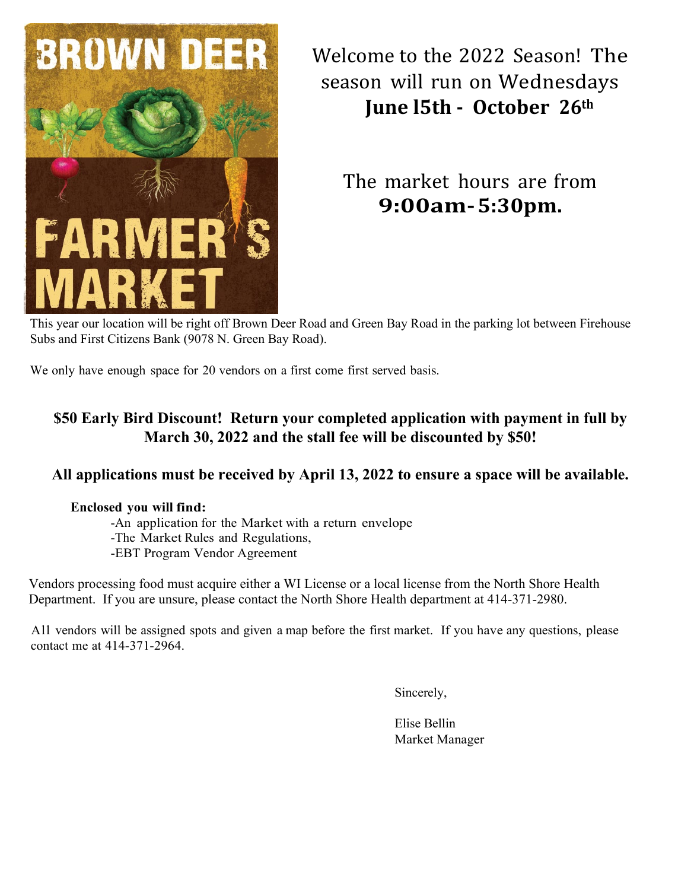# BROWN DEER FARMER'S MARKET

Welcome to the 2022 Season! The season will run on Wednesdays **June 15th - October 26th**

The market hours are from **9:00am-5:30pm.**

This year our location will be right off Brown Deer Road and Green Bay Road in the parking lot between Firehouse Subs and First Citizens Bank (9078 N. Green Bay Road).

We only have enough space for 20 vendors on a first come first served basis.

**$50 Early Bird Discount! Return your completed application with payment in full by March 30, 2022 and the stall fee will be discounted by $50!**

**All applications must be received by April 13, 2022 to ensure a space will be available.**

**Enclosed you will find:**

- An application for the Market with a return envelope
- The Market Rules and Regulations,
- EBT Program Vendor Agreement

Vendors processing food must acquire either a WI License or a local license from the North Shore Health Department. If you are unsure, please contact the North Shore Health department at 414-371-2980.

All vendors will be assigned spots and given a map before the first market. If you have any questions, please contact me at 414-371-2964.

Sincerely,

Elise Bellin
Market Manager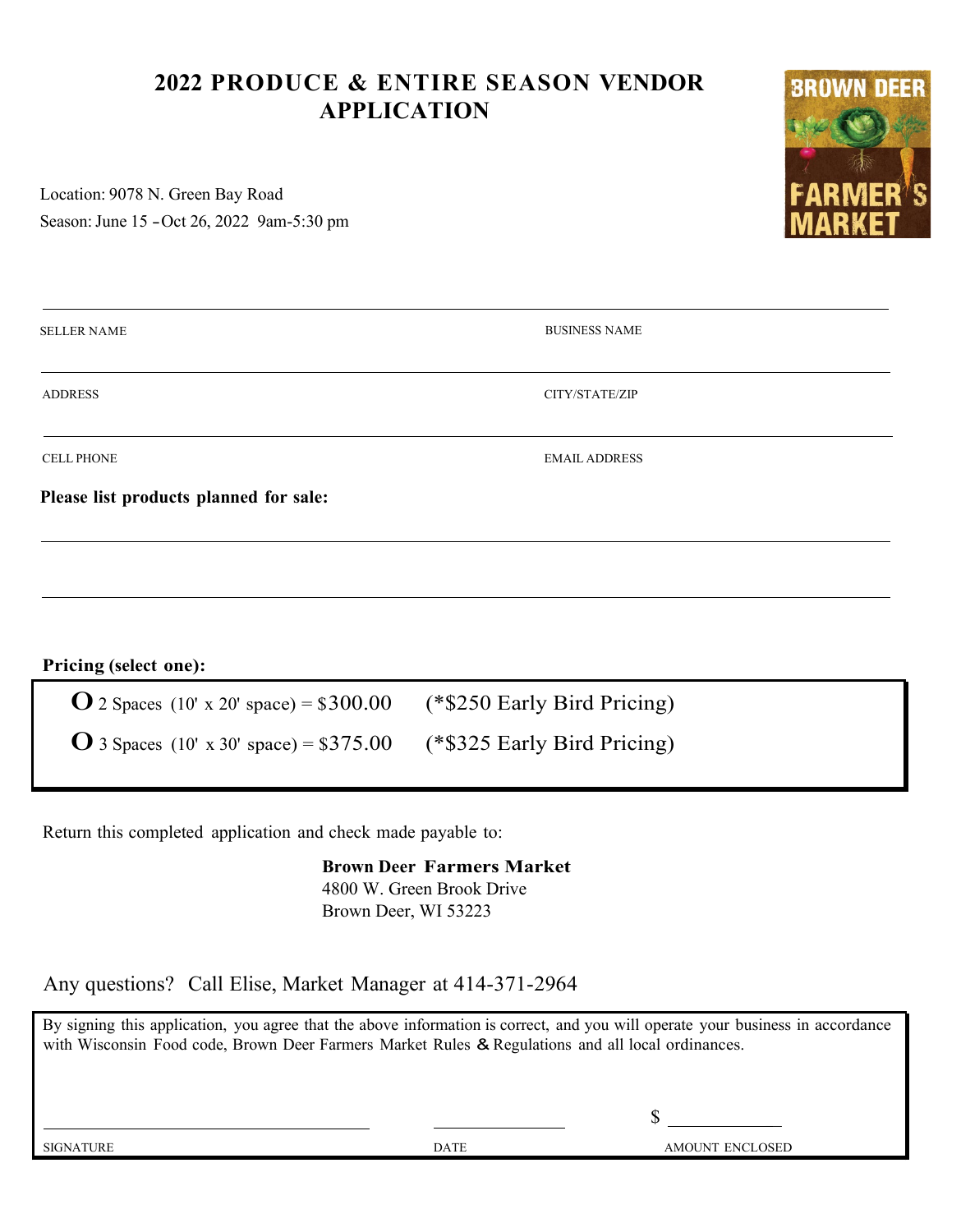# 2022 PRODUCE & ENTIRE SEASON VENDOR APPLICATION

BROWN DEER FARMER'S MARKET

Location: 9078 N. Green Bay Road

Season: June 15 – Oct 26, 2022 9am-5:30 pm

SELLER NAME ______________________ BUSINESS NAME ______________________

ADDRESS ______________________ CITY/STATE/ZIP ______________________

CELL PHONE ______________________ EMAIL ADDRESS ______________________

**Please list products planned for sale:**

______________________________________________

______________________________________________

**Pricing (select one):**

O 2 Spaces (10' x 20' space) = $300.00 (*$250 Early Bird Pricing)

O 3 Spaces (10' x 30' space) = $375.00 (*$325 Early Bird Pricing)

Return this completed application and check made payable to:

**Brown Deer Farmers Market**
4800 W. Green Brook Drive
Brown Deer, WI 53223

Any questions? Call Elise, Market Manager at 414-371-2964

By signing this application, you agree that the above information is correct, and you will operate your business in accordance with Wisconsin Food code, Brown Deer Farmers Market Rules & Regulations and all local ordinances.

SIGNATURE ______________________ DATE ____________ $ ____________ AMOUNT ENCLOSED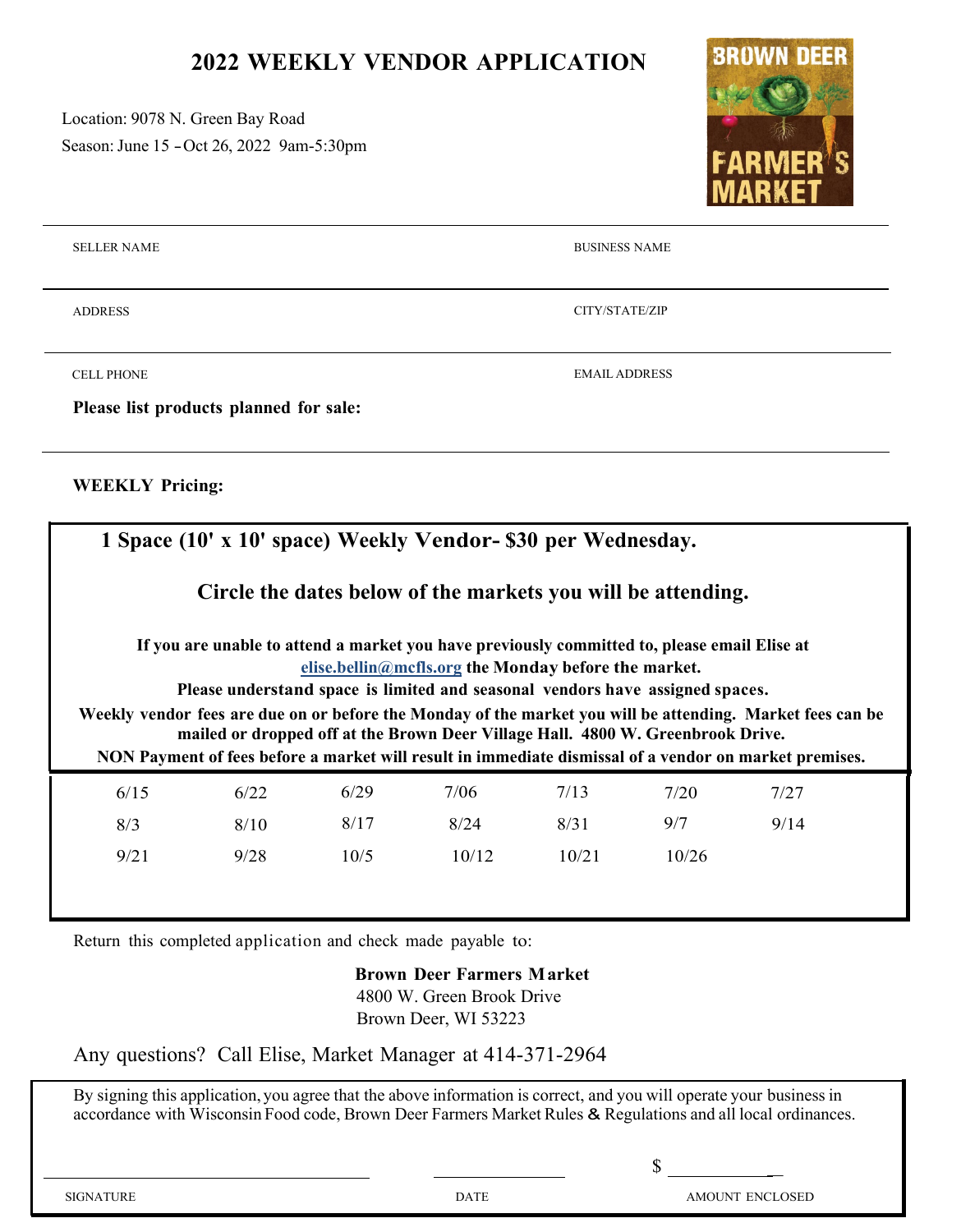# 2022 WEEKLY VENDOR APPLICATION

Location: 9078 N. Green Bay Road

Season: June 15 – Oct 26, 2022 9am-5:30pm

BROWN DEER FARMER'S MARKET

SELLER NAME

BUSINESS NAME

ADDRESS

CITY/STATE/ZIP

CELL PHONE

EMAIL ADDRESS

**Please list products planned for sale:**

**WEEKLY Pricing:**

**1 Space (10' x 10' space) Weekly Vendor- $30 per Wednesday.**

**Circle the dates below of the markets you will be attending.**

**If you are unable to attend a market you have previously committed to, please email Elise at elise.bellin@mcfls.org the Monday before the market.**

**Please understand space is limited and seasonal vendors have assigned spaces.**

**Weekly vendor fees are due on or before the Monday of the market you will be attending. Market fees can be mailed or dropped off at the Brown Deer Village Hall. 4800 W. Greenbrook Drive.**

**NON Payment of fees before a market will result in immediate dismissal of a vendor on market premises.**

| | | | | | | |
|---|---|---|---|---|---|---|
| 6/15 | 6/22 | 6/29 | 7/06 | 7/13 | 7/20 | 7/27 |
| 8/3 | 8/10 | 8/17 | 8/24 | 8/31 | 9/7 | 9/14 |
| 9/21 | 9/28 | 10/5 | 10/12 | 10/21 | 10/26 | |

Return this completed application and check made payable to:

**Brown Deer Farmers Market**
4800 W. Green Brook Drive
Brown Deer, WI 53223

Any questions? Call Elise, Market Manager at 414-371-2964

By signing this application, you agree that the above information is correct, and you will operate your business in accordance with Wisconsin Food code, Brown Deer Farmers Market Rules & Regulations and all local ordinances.

SIGNATURE

DATE

$ \_\_\_\_\_\_\_\_\_\_

AMOUNT ENCLOSED